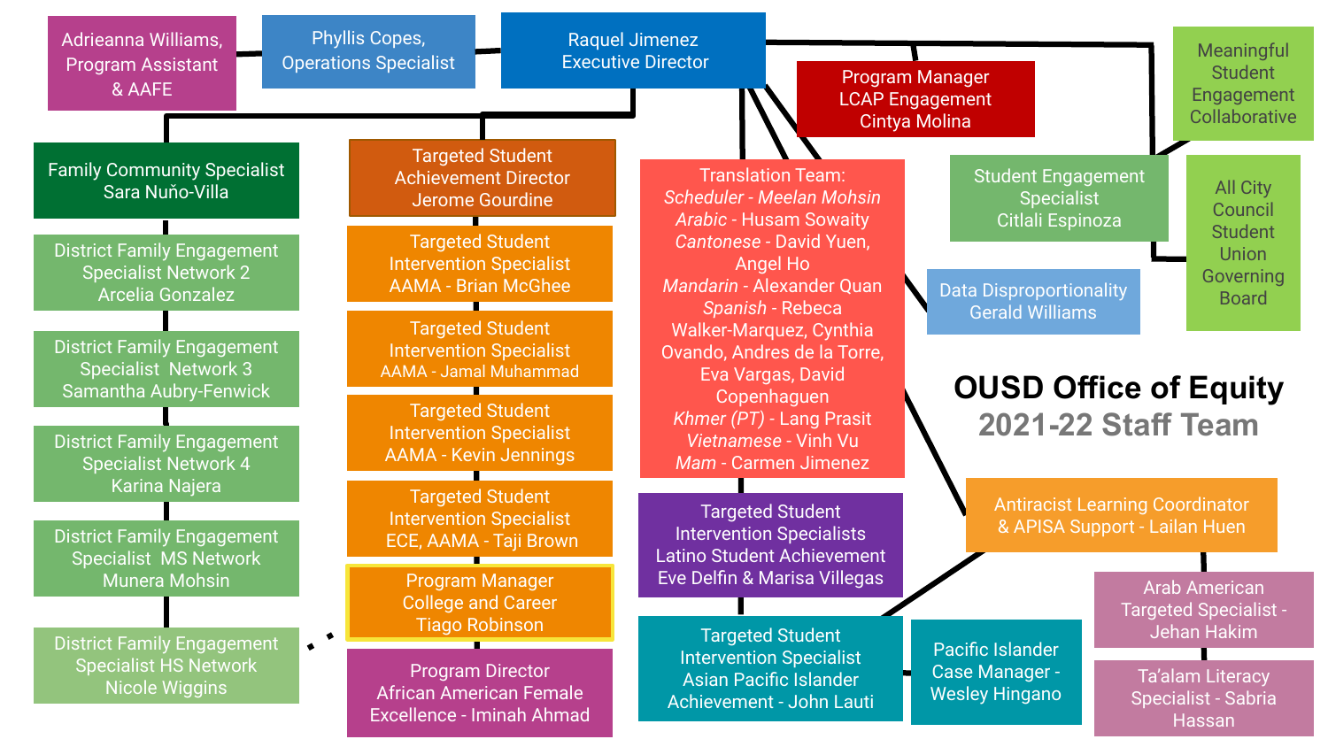# OUSD Office of Equity

## 2021-22 Staff Team

Raquel Jimenez
Executive Director

Phyllis Copes,
Operations Specialist

Adrieanna Williams,
Program Assistant
& AAFE

Family Community Specialist
Sara Nuño-Villa

District Family Engagement
Specialist Network 2
Arcelia Gonzalez

District Family Engagement
Specialist Network 3
Samantha Aubry-Fenwick

District Family Engagement
Specialist Network 4
Karina Najera

District Family Engagement
Specialist MS Network
Munera Mohsin

District Family Engagement
Specialist HS Network
Nicole Wiggins

Targeted Student
Achievement Director
Jerome Gourdine

Targeted Student
Intervention Specialist
AAMA - Brian McGhee

Targeted Student
Intervention Specialist
AAMA - Jamal Muhammad

Targeted Student
Intervention Specialist
AAMA - Kevin Jennings

Targeted Student
Intervention Specialist
ECE, AAMA - Taji Brown

Program Manager
College and Career
Tiago Robinson

Program Director
African American Female
Excellence - Iminah Ahmad

Program Manager
LCAP Engagement
Cintya Molina

Translation Team:
*Scheduler - Meelan Mohsin*
*Arabic* - Husam Sowaity
*Cantonese* - David Yuen,
Angel Ho
*Mandarin* - Alexander Quan
*Spanish* - Rebeca
Walker-Marquez, Cynthia
Ovando, Andres de la Torre,
Eva Vargas, David
Copenhaguen
*Khmer (PT)* - Lang Prasit
*Vietnamese* - Vinh Vu
*Mam* - Carmen Jimenez

Targeted Student
Intervention Specialists
Latino Student Achievement
Eve Delfin & Marisa Villegas

Targeted Student
Intervention Specialist
Asian Pacific Islander
Achievement - John Lauti

Pacific Islander
Case Manager -
Wesley Hingano

Meaningful
Student
Engagement
Collaborative

Student Engagement
Specialist
Citlali Espinoza

All City
Council
Student
Union
Governing
Board

Data Disproportionality
Gerald Williams

Antiracist Learning Coordinator
& APISA Support - Lailan Huen

Arab American
Targeted Specialist -
Jehan Hakim

Ta'alam Literacy
Specialist - Sabria
Hassan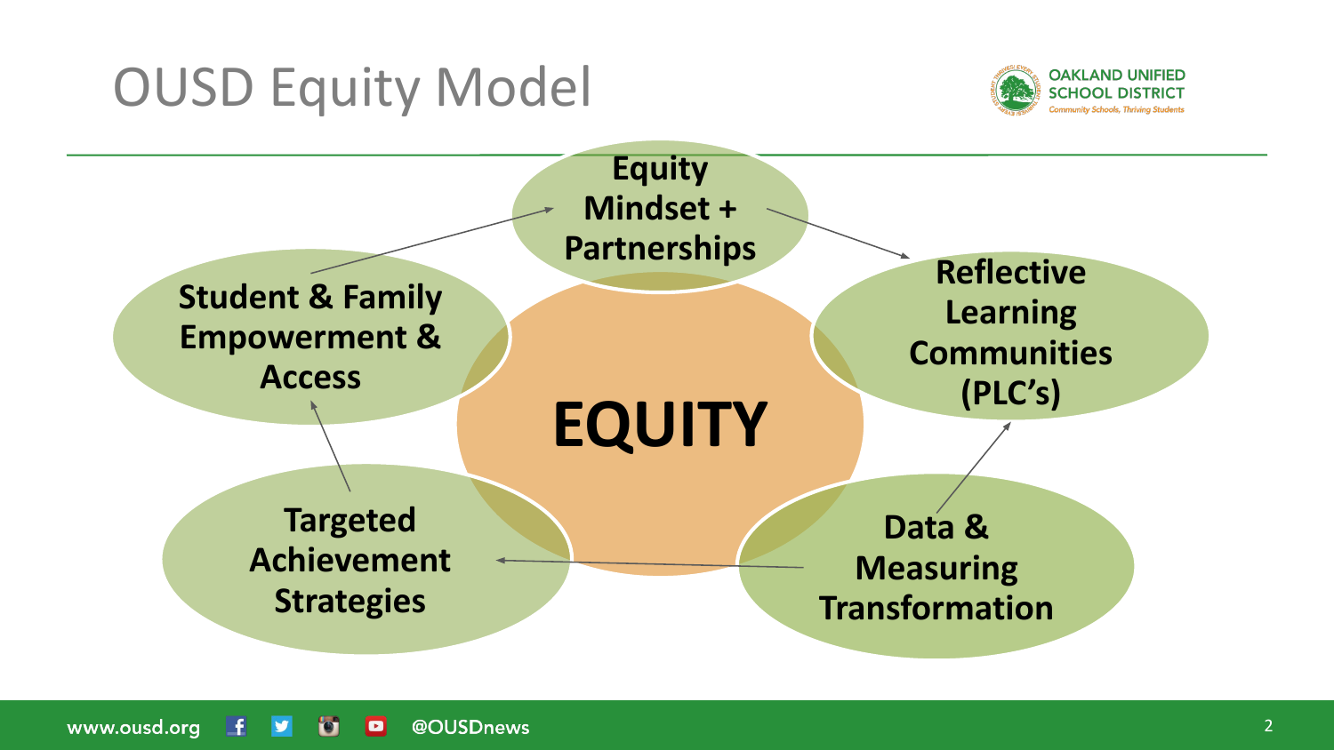# OUSD Equity Model

OAKLAND UNIFIED SCHOOL DISTRICT

*Community Schools, Thriving Students*

EQUITY

Equity Mindset + Partnerships

Reflective Learning Communities (PLC's)

Data & Measuring Transformation

Targeted Achievement Strategies

Student & Family Empowerment & Access

www.ousd.org @OUSDnews